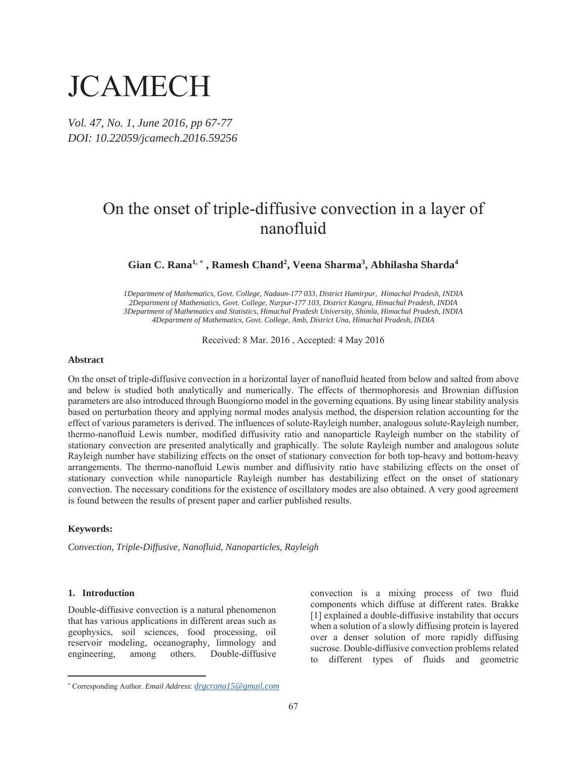# JCAMECH

*Vol. 47, No. 1, June 2016, pp 67-77*
*DOI: 10.22059/jcamech.2016.59256*

# On the onset of triple-diffusive convection in a layer of nanofluid

**Gian C. Rana[1, *], Ramesh Chand[2], Veena Sharma[3], Abhilasha Sharda[4]**

*1Department of Mathematics, Govt. College, Nadaun-177 033, District Hamirpur, Himachal Pradesh, INDIA*
*2Department of Mathematics, Govt. College, Nurpur-177 103, District Kangra, Himachal Pradesh, INDIA*
*3Department of Mathematics and Statistics, Himachal Pradesh University, Shimla, Himachal Pradesh, INDIA*
*4Department of Mathematics, Govt. College, Amb, District Una, Himachal Pradesh, INDIA*

Received: 8 Mar. 2016 , Accepted: 4 May 2016

### Abstract

On the onset of triple-diffusive convection in a horizontal layer of nanofluid heated from below and salted from above and below is studied both analytically and numerically. The effects of thermophoresis and Brownian diffusion parameters are also introduced through Buongiorno model in the governing equations. By using linear stability analysis based on perturbation theory and applying normal modes analysis method, the dispersion relation accounting for the effect of various parameters is derived. The influences of solute-Rayleigh number, analogous solute-Rayleigh number, thermo-nanofluid Lewis number, modified diffusivity ratio and nanoparticle Rayleigh number on the stability of stationary convection are presented analytically and graphically. The solute Rayleigh number and analogous solute Rayleigh number have stabilizing effects on the onset of stationary convection for both top-heavy and bottom-heavy arrangements. The thermo-nanofluid Lewis number and diffusivity ratio have stabilizing effects on the onset of stationary convection while nanoparticle Rayleigh number has destabilizing effect on the onset of stationary convection. The necessary conditions for the existence of oscillatory modes are also obtained. A very good agreement is found between the results of present paper and earlier published results.

### Keywords:

*Convection, Triple-Diffusive, Nanofluid, Nanoparticles, Rayleigh*

## 1. Introduction

Double-diffusive convection is a natural phenomenon that has various applications in different areas such as geophysics, soil sciences, food processing, oil reservoir modeling, oceanography, limnology and engineering, among others. Double-diffusive convection is a mixing process of two fluid components which diffuse at different rates. Brakke [1] explained a double-diffusive instability that occurs when a solution of a slowly diffusing protein is layered over a denser solution of more rapidly diffusing sucrose. Double-diffusive convection problems related to different types of fluids and geometric

---

* Corresponding Author. *Email Address*: *drgcrana15@gmail.com*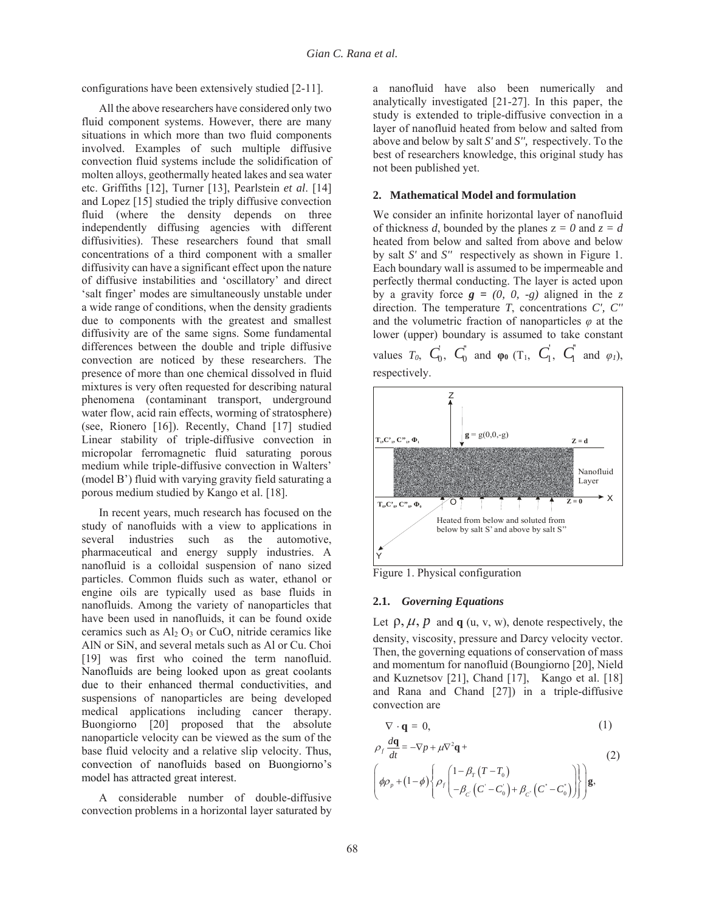configurations have been extensively studied [2-11].

All the above researchers have considered only two fluid component systems. However, there are many situations in which more than two fluid components involved. Examples of such multiple diffusive convection fluid systems include the solidification of molten alloys, geothermally heated lakes and sea water etc. Griffiths [12], Turner [13], Pearlstein *et al*. [14] and Lopez [15] studied the triply diffusive convection fluid (where the density depends on three independently diffusing agencies with different diffusivities). These researchers found that small concentrations of a third component with a smaller diffusivity can have a significant effect upon the nature of diffusive instabilities and 'oscillatory' and direct 'salt finger' modes are simultaneously unstable under a wide range of conditions, when the density gradients due to components with the greatest and smallest diffusivity are of the same signs. Some fundamental differences between the double and triple diffusive convection are noticed by these researchers. The presence of more than one chemical dissolved in fluid mixtures is very often requested for describing natural phenomena (contaminant transport, underground water flow, acid rain effects, worming of stratosphere) (see, Rionero [16]). Recently, Chand [17] studied Linear stability of triple-diffusive convection in micropolar ferromagnetic fluid saturating porous medium while triple-diffusive convection in Walters' (model B') fluid with varying gravity field saturating a porous medium studied by Kango et al. [18].

In recent years, much research has focused on the study of nanofluids with a view to applications in several industries such as the automotive, pharmaceutical and energy supply industries. A nanofluid is a colloidal suspension of nano sized particles. Common fluids such as water, ethanol or engine oils are typically used as base fluids in nanofluids. Among the variety of nanoparticles that have been used in nanofluids, it can be found oxide ceramics such as $Al_2O_3$ or CuO, nitride ceramics like AlN or SiN, and several metals such as Al or Cu. Choi [19] was first who coined the term nanofluid. Nanofluids are being looked upon as great coolants due to their enhanced thermal conductivities, and suspensions of nanoparticles are being developed medical applications including cancer therapy. Buongiorno [20] proposed that the absolute nanoparticle velocity can be viewed as the sum of the base fluid velocity and a relative slip velocity. Thus, convection of nanofluids based on Buongiorno's model has attracted great interest.

A considerable number of double-diffusive convection problems in a horizontal layer saturated by a nanofluid have also been numerically and analytically investigated [21-27]. In this paper, the study is extended to triple-diffusive convection in a layer of nanofluid heated from below and salted from above and below by salt $S'$ and $S''$, respectively. To the best of researchers knowledge, this original study has not been published yet.

## 2. Mathematical Model and formulation

We consider an infinite horizontal layer of nanofluid of thickness $d$, bounded by the planes $z = 0$ and $z = d$ heated from below and salted from above and below by salt $S'$ and $S''$ respectively as shown in Figure 1. Each boundary wall is assumed to be impermeable and perfectly thermal conducting. The layer is acted upon by a gravity force $\mathbf{g} = (0, 0, -g)$ aligned in the $z$ direction. The temperature $T$, concentrations $C'$, $C''$ and the volumetric fraction of nanoparticles $\varphi$ at the lower (upper) boundary is assumed to take constant values $T_0$, $C_0'$, $C_0''$ and $\varphi_0$ ($T_1$, $C_1'$, $C_1''$ and $\varphi_1$), respectively.

Figure 1. Physical configuration

### 2.1. *Governing Equations*

Let $\rho, \mu, p$ and $\mathbf{q}$ (u, v, w), denote respectively, the density, viscosity, pressure and Darcy velocity vector. Then, the governing equations of conservation of mass and momentum for nanofluid (Boungiorno [20], Nield and Kuznetsov [21], Chand [17], Kango et al. [18] and Rana and Chand [27]) in a triple-diffusive convection are

$$\nabla \cdot \mathbf{q} = 0, \tag{1}$$

$$\rho_f \frac{d\mathbf{q}}{dt} = -\nabla p + \mu \nabla^2 \mathbf{q} + \left( \phi \rho_p + (1-\phi) \left\{ \rho_f \begin{pmatrix} 1 - \beta_T (T - T_0) \\ -\beta_{C'} (C' - C_0') + \beta_{C''} (C'' - C_0'') \end{pmatrix} \right\} \right) \mathbf{g}, \tag{2}$$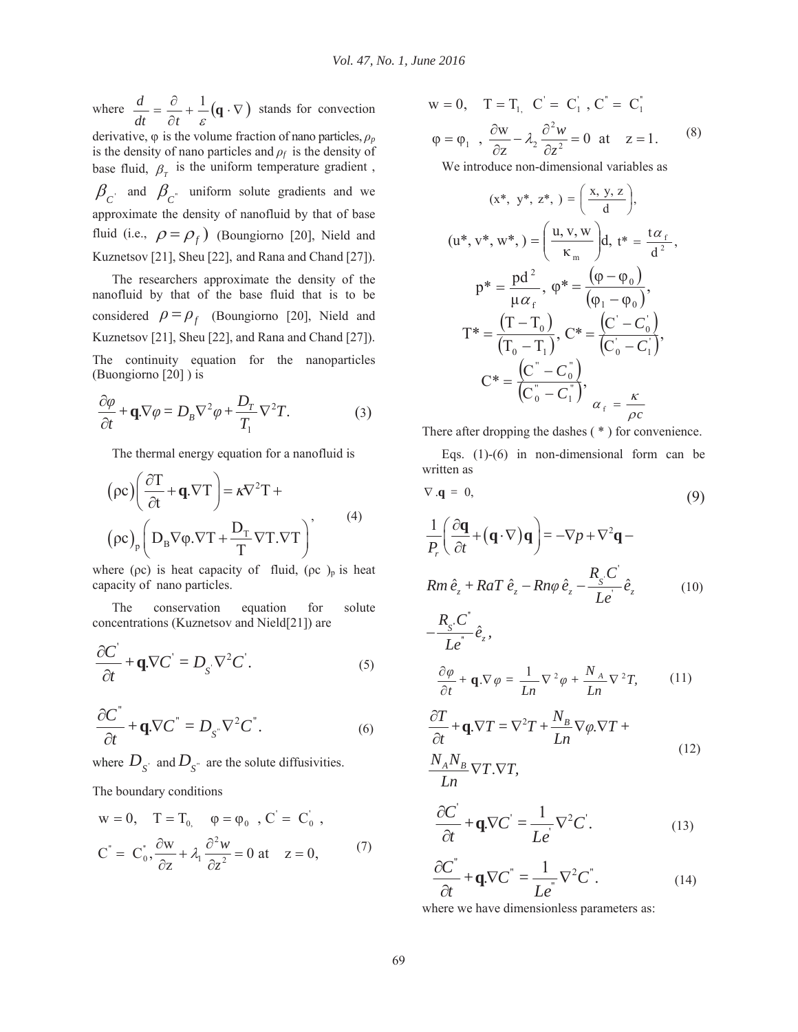where $\frac{d}{dt} = \frac{\partial}{\partial t} + \frac{1}{\varepsilon}(\mathbf{q} \cdot \nabla)$ stands for convection derivative, φ is the volume fraction of nano particles, $\rho_p$ is the density of nano particles and $\rho_f$ is the density of base fluid, $\beta_T$ is the uniform temperature gradient, $\beta_{C'}$ and $\beta_{C''}$ uniform solute gradients and we approximate the density of nanofluid by that of base fluid (i.e., $\rho = \rho_f$) (Boungiorno [20], Nield and Kuznetsov [21], Sheu [22], and Rana and Chand [27]).

The researchers approximate the density of the nanofluid by that of the base fluid that is to be considered $\rho = \rho_f$ (Boungiorno [20], Nield and Kuznetsov [21], Sheu [22], and Rana and Chand [27]).

The continuity equation for the nanoparticles (Buongiorno [20] ) is

$$\frac{\partial \varphi}{\partial t} + \mathbf{q}.\nabla \varphi = D_B \nabla^2 \varphi + \frac{D_T}{T_1} \nabla^2 T. \tag{3}$$

The thermal energy equation for a nanofluid is

$$(\rho c)\left(\frac{\partial T}{\partial t} + \mathbf{q}.\nabla T\right) = \kappa \nabla^2 T + (\rho c)_p \left(D_B \nabla \varphi.\nabla T + \frac{D_T}{T} \nabla T.\nabla T\right), \tag{4}$$

where (ρc) is heat capacity of fluid, $(\rho c)_p$ is heat capacity of nano particles.

The conservation equation for solute concentrations (Kuznetsov and Nield[21]) are

$$\frac{\partial C'}{\partial t} + \mathbf{q}.\nabla C' = D_{S'} \nabla^2 C'. \tag{5}$$

$$\frac{\partial C''}{\partial t} + \mathbf{q}.\nabla C'' = D_{S''} \nabla^2 C''. \tag{6}$$

where $D_{S'}$ and $D_{S''}$ are the solute diffusivities.

The boundary conditions

$$w = 0, \quad T = T_0, \quad \varphi = \varphi_0, \ C' = C_0', \ C'' = C_0'', \frac{\partial w}{\partial z} + \lambda_1 \frac{\partial^2 w}{\partial z^2} = 0 \ \text{at} \quad z = 0, \tag{7}$$

$$w = 0, \quad T = T_1, \ C' = C_1', \ C'' = C_1'' \quad \varphi = \varphi_1, \ \frac{\partial w}{\partial z} - \lambda_2 \frac{\partial^2 w}{\partial z^2} = 0 \ \text{at} \quad z = 1. \tag{8}$$

We introduce non-dimensional variables as

$$(x^*, y^*, z^*) = \left(\frac{x, y, z}{d}\right),$$

$$(u^*, v^*, w^*) = \left(\frac{u, v, w}{\kappa_m}\right) d, \ t^* = \frac{t \alpha_f}{d^2},$$

$$p^* = \frac{p d^2}{\mu \alpha_f}, \ \varphi^* = \frac{(\varphi - \varphi_0)}{(\varphi_1 - \varphi_0)},$$

$$T^* = \frac{(T - T_0)}{(T_0 - T_1)}, \ C^* = \frac{(C' - C_0')}{(C_0' - C_1')},$$

$$C^* = \frac{(C'' - C_0'')}{(C_0'' - C_1'')}, \quad \alpha_f = \frac{\kappa}{\rho c}$$

There after dropping the dashes ( * ) for convenience.

Eqs. (1)-(6) in non-dimensional form can be written as

$$\nabla.\mathbf{q} = 0, \tag{9}$$

$$\frac{1}{P_r}\left(\frac{\partial \mathbf{q}}{\partial t} + (\mathbf{q} \cdot \nabla)\mathbf{q}\right) = -\nabla p + \nabla^2 \mathbf{q} - Rm\,\hat{e}_z + RaT\,\hat{e}_z - Rn\varphi\,\hat{e}_z - \frac{R_{S'}C'}{Le'}\hat{e}_z - \frac{R_{S''}C''}{Le''}\hat{e}_z, \tag{10}$$

$$\frac{\partial \varphi}{\partial t} + \mathbf{q}.\nabla \varphi = \frac{1}{Ln} \nabla^2 \varphi + \frac{N_A}{Ln} \nabla^2 T, \tag{11}$$

$$\frac{\partial T}{\partial t} + \mathbf{q}.\nabla T = \nabla^2 T + \frac{N_B}{Ln} \nabla \varphi.\nabla T + \frac{N_A N_B}{Ln} \nabla T.\nabla T, \tag{12}$$

$$\frac{\partial C'}{\partial t} + \mathbf{q}.\nabla C' = \frac{1}{Le'} \nabla^2 C'. \tag{13}$$

$$\frac{\partial C''}{\partial t} + \mathbf{q}.\nabla C'' = \frac{1}{Le''} \nabla^2 C''. \tag{14}$$

where we have dimensionless parameters as: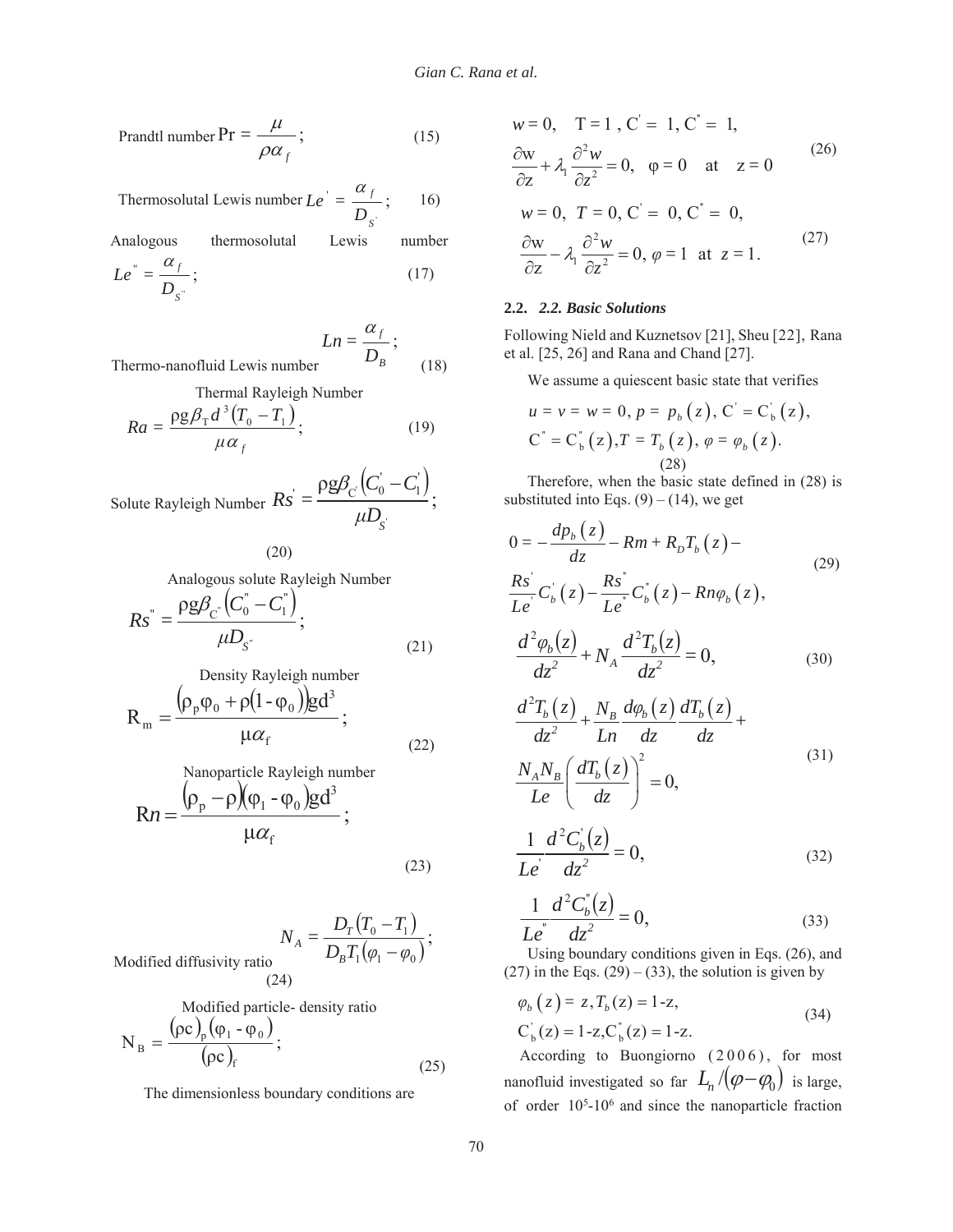Prandtl number $\Pr = \dfrac{\mu}{\rho \alpha_f}$; (15)

Thermosolutal Lewis number $Le' = \dfrac{\alpha_f}{D_{S'}}$; 16)

Analogous thermosolutal Lewis number $Le'' = \dfrac{\alpha_f}{D_{S''}}$; (17)

Thermo-nanofluid Lewis number $Ln = \dfrac{\alpha_f}{D_B}$; (18)

Thermal Rayleigh Number

$$Ra = \frac{\rho g \beta_T d^3 (T_0 - T_1)}{\mu \alpha_f}; \tag{19}$$

Solute Rayleigh Number

$$Rs' = \frac{\rho g \beta_{C'} (C'_0 - C'_1)}{\mu D_{S'}}; \tag{20}$$

Analogous solute Rayleigh Number

$$Rs'' = \frac{\rho g \beta_{C''} (C''_0 - C''_1)}{\mu D_{S''}}; \tag{21}$$

Density Rayleigh number

$$R_m = \frac{(\rho_p \varphi_0 + \rho(1 - \varphi_0)) g d^3}{\mu \alpha_f}; \tag{22}$$

Nanoparticle Rayleigh number

$$Rn = \frac{(\rho_p - \rho)(\varphi_1 - \varphi_0) g d^3}{\mu \alpha_f}; \tag{23}$$

Modified diffusivity ratio

$$N_A = \frac{D_T (T_0 - T_1)}{D_B T_1 (\varphi_1 - \varphi_0)}; \tag{24}$$

Modified particle- density ratio

$$N_B = \frac{(\rho c)_p (\varphi_1 - \varphi_0)}{(\rho c)_f}; \tag{25}$$

The dimensionless boundary conditions are

$$w = 0, \quad T = 1, \ C' = 1, \ C'' = 1, \quad \frac{\partial w}{\partial z} + \lambda_1 \frac{\partial^2 w}{\partial z^2} = 0, \quad \varphi = 0 \quad \text{at} \quad z = 0 \tag{26}$$

$$w = 0, \ T = 0, \ C' = 0, \ C'' = 0, \quad \frac{\partial w}{\partial z} - \lambda_1 \frac{\partial^2 w}{\partial z^2} = 0, \ \varphi = 1 \ \text{at} \ z = 1. \tag{27}$$

## 2.2. 2.2. Basic Solutions

Following Nield and Kuznetsov [21], Sheu [22], Rana et al. [25, 26] and Rana and Chand [27].

We assume a quiescent basic state that verifies

$$u = v = w = 0, \ p = p_b(z), \ C' = C'_b(z), \ C'' = C''_b(z), T = T_b(z), \ \varphi = \varphi_b(z). \tag{28}$$

Therefore, when the basic state defined in (28) is substituted into Eqs. (9) – (14), we get

$$0 = -\frac{dp_b(z)}{dz} - Rm + R_D T_b(z) - \frac{Rs'}{Le'} C'_b(z) - \frac{Rs''}{Le''} C''_b(z) - Rn \varphi_b(z), \tag{29}$$

$$\frac{d^2 \varphi_b(z)}{dz^2} + N_A \frac{d^2 T_b(z)}{dz^2} = 0, \tag{30}$$

$$\frac{d^2 T_b(z)}{dz^2} + \frac{N_B}{Ln} \frac{d\varphi_b(z)}{dz} \frac{dT_b(z)}{dz} + \frac{N_A N_B}{Le} \left( \frac{dT_b(z)}{dz} \right)^2 = 0, \tag{31}$$

$$\frac{1}{Le'} \frac{d^2 C'_b(z)}{dz^2} = 0, \tag{32}$$

$$\frac{1}{Le''} \frac{d^2 C''_b(z)}{dz^2} = 0, \tag{33}$$

Using boundary conditions given in Eqs. (26), and (27) in the Eqs. (29) – (33), the solution is given by

$$\varphi_b(z) = z, T_b(z) = 1 - z, \quad C'_b(z) = 1 - z, C''_b(z) = 1 - z. \tag{34}$$

According to Buongiorno (2006), for most nanofluid investigated so far $L_n / (\varphi - \varphi_0)$ is large, of order $10^5$-$10^6$ and since the nanoparticle fraction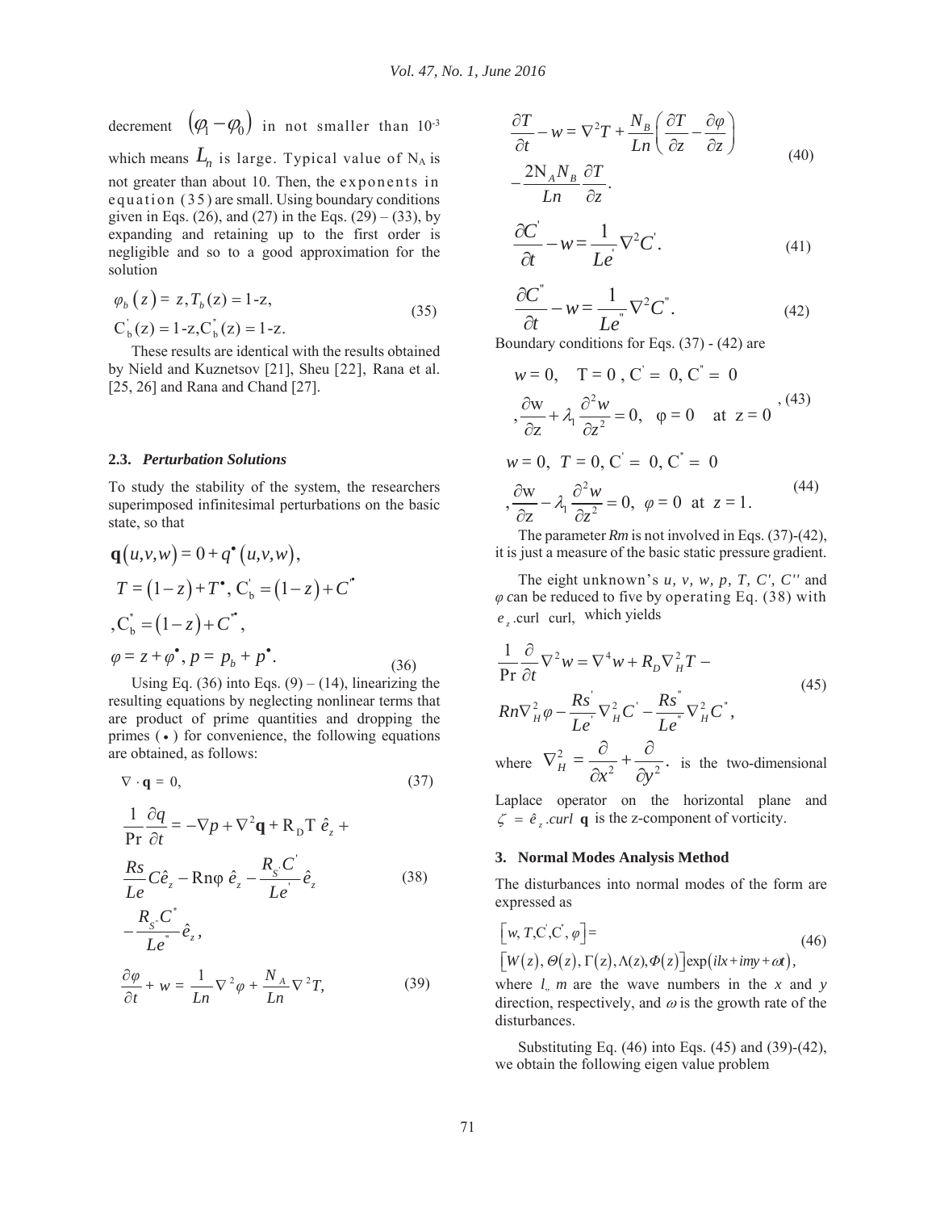decrement $(\varphi_1 - \varphi_0)$ in not smaller than $10^{-3}$ which means $L_n$ is large. Typical value of $N_A$ is not greater than about 10. Then, the exponents in equation (35) are small. Using boundary conditions given in Eqs. (26), and (27) in the Eqs. (29) – (33), by expanding and retaining up to the first order is negligible and so to a good approximation for the solution

$$
\varphi_b(z) = z, T_b(z) = 1\text{-}z,
\\
C_b^{'}(z) = 1\text{-}z, C_b^{"}(z) = 1\text{-}z. \tag{35}
$$

These results are identical with the results obtained by Nield and Kuznetsov [21], Sheu [22], Rana et al. [25, 26] and Rana and Chand [27].

### 2.3. *Perturbation Solutions*

To study the stability of the system, the researchers superimposed infinitesimal perturbations on the basic state, so that

$$
\mathbf{q}(u,v,w) = 0 + q^{\bullet}(u,v,w),
\\
T = (1-z) + T^{\bullet},\ C_b^{'} = (1-z) + C^{'\bullet}
\\
,C_b^{"} = (1-z) + C^{"\bullet},
\\
\varphi = z + \varphi^{\bullet},\ p = p_b + p^{\bullet}. \tag{36}
$$

Using Eq. (36) into Eqs. (9) – (14), linearizing the resulting equations by neglecting nonlinear terms that are product of prime quantities and dropping the primes ($\bullet$) for convenience, the following equations are obtained, as follows:

$$
\nabla \cdot \mathbf{q} = 0, \tag{37}
$$

$$
\frac{1}{\Pr}\frac{\partial q}{\partial t} = -\nabla p + \nabla^2 \mathbf{q} + \mathrm{R_D} T\ \hat{e}_z + \frac{Rs}{Le} C \hat{e}_z - \mathrm{Rn}\varphi\ \hat{e}_z - \frac{R_{S'} C^{'}}{Le^{'}} \hat{e}_z - \frac{R_{S"} C^{"}}{Le^{"}} \hat{e}_z, \tag{38}
$$

$$
\frac{\partial \varphi}{\partial t} + w = \frac{1}{Ln}\nabla^2 \varphi + \frac{N_A}{Ln}\nabla^2 T, \tag{39}
$$

$$
\frac{\partial T}{\partial t} - w = \nabla^2 T + \frac{N_B}{Ln}\left(\frac{\partial T}{\partial z} - \frac{\partial \varphi}{\partial z}\right) - \frac{2\mathrm{N}_A N_B}{Ln}\frac{\partial T}{\partial z}. \tag{40}
$$

$$
\frac{\partial C^{'}}{\partial t} - w = \frac{1}{Le^{'}}\nabla^2 C^{'}. \tag{41}
$$

$$
\frac{\partial C^{"}}{\partial t} - w = \frac{1}{Le^{"}}\nabla^2 C^{"}. \tag{42}
$$

Boundary conditions for Eqs. (37) - (42) are

$$
w = 0,\quad \mathrm{T} = 0,\ \mathrm{C}^{'} = 0,\ \mathrm{C}^{"} = 0
\\
,\frac{\partial \mathrm{w}}{\partial \mathrm{z}} + \lambda_1 \frac{\partial^2 w}{\partial \mathrm{z}^2} = 0,\quad \varphi = 0 \quad \text{at}\ \ \mathrm{z} = 0, \tag{43}
$$

$$
w = 0,\ \ T = 0,\ \mathrm{C}^{'} = 0,\ \mathrm{C}^{"} = 0
\\
,\frac{\partial \mathrm{w}}{\partial \mathrm{z}} - \lambda_1 \frac{\partial^2 w}{\partial z^2} = 0,\ \ \varphi = 0\ \ \text{at}\ \ z = 1. \tag{44}
$$

The parameter *Rm* is not involved in Eqs. (37)-(42), it is just a measure of the basic static pressure gradient.

The eight unknown's *u, v, w, p, T, C', C''* and $\varphi$ can be reduced to five by operating Eq. (38) with $e_z$.curl curl, which yields

$$
\frac{1}{\Pr}\frac{\partial}{\partial t}\nabla^2 w = \nabla^4 w + R_D \nabla_H^2 T - Rn\nabla_H^2 \varphi - \frac{Rs^{'}}{Le^{'}}\nabla_H^2 C^{'} - \frac{Rs^{"}}{Le^{"}}\nabla_H^2 C^{"}, \tag{45}
$$

where $\nabla_H^2 = \dfrac{\partial}{\partial x^2} + \dfrac{\partial}{\partial y^2}.$ is the two-dimensional Laplace operator on the horizontal plane and $\zeta = \hat{e}_z.curl\ \mathbf{q}$ is the z-component of vorticity.

## 3. Normal Modes Analysis Method

The disturbances into normal modes of the form are expressed as

$$
\left[w, T, C^{'}, C^{"}, \varphi\right] = \left[W(z), \Theta(z), \Gamma(z), \Lambda(z), \Phi(z)\right]\exp(ilx + imy + \omega t), \tag{46}
$$

where *l*, *m* are the wave numbers in the *x* and *y* direction, respectively, and $\omega$ is the growth rate of the disturbances.

Substituting Eq. (46) into Eqs. (45) and (39)-(42), we obtain the following eigen value problem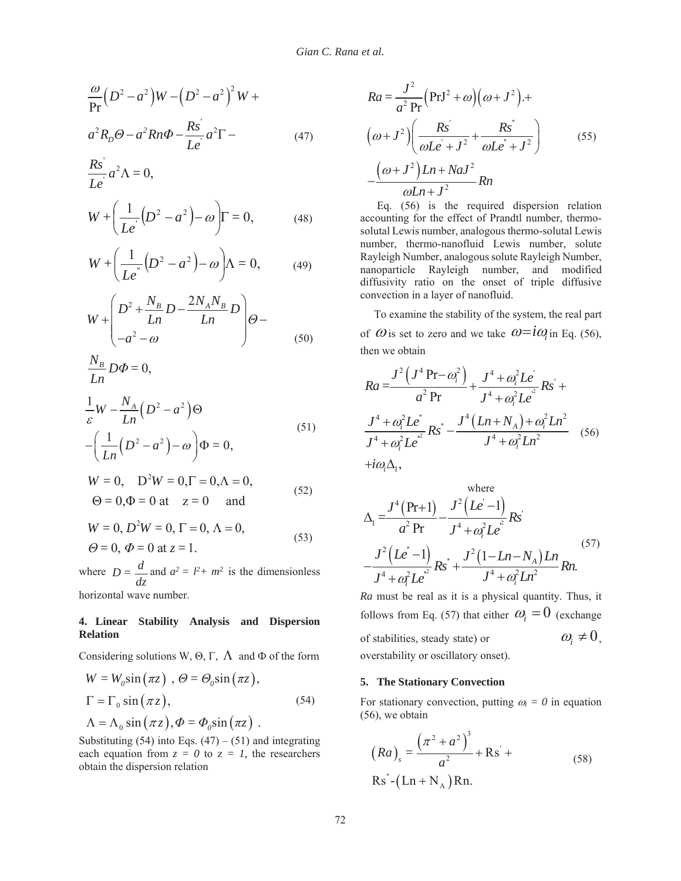$$\frac{\omega}{\Pr}\left(D^2-a^2\right)W-\left(D^2-a^2\right)^2 W+$$
$$a^2 R_D \Theta - a^2 Rn\Phi - \frac{Rs^{'}}{Le^{'}}a^2\Gamma - \tag{47}$$
$$\frac{Rs^{'}}{Le^{'}}a^2\Lambda = 0,$$

$$W+\left(\frac{1}{Le^{'}}\left(D^2-a^2\right)-\omega\right)\Gamma = 0, \tag{48}$$

$$W+\left(\frac{1}{Le^{''}}\left(D^2-a^2\right)-\omega\right)\Lambda = 0, \tag{49}$$

$$W+\left(\begin{array}{c} D^2+\frac{N_B}{Ln}D-\frac{2N_AN_B}{Ln}D \\ -a^2-\omega \end{array}\right)\Theta - \tag{50}$$
$$\frac{N_B}{Ln}D\Phi = 0,$$

$$\frac{1}{\varepsilon}W-\frac{N_A}{Ln}\left(D^2-a^2\right)\Theta$$
$$-\left(\frac{1}{Ln}\left(D^2-a^2\right)-\omega\right)\Phi = 0, \tag{51}$$

$$W=0,\quad D^2W=0, \Gamma=0, \Lambda=0,$$
$$\Theta=0, \Phi=0 \text{ at } \quad z=0 \quad \text{ and} \tag{52}$$

$$W=0, D^2W=0, \Gamma=0, \Lambda=0,$$
$$\Theta=0, \Phi=0 \text{ at } z=1. \tag{53}$$

where $D=\frac{d}{dz}$ and $a^2 = l^2+ m^2$ is the dimensionless horizontal wave number.

#### 4. Linear Stability Analysis and Dispersion Relation

Considering solutions W, Θ, Γ, Λ and Φ of the form

$$W=W_0\sin\left(\pi z\right),\ \Theta=\Theta_0\sin\left(\pi z\right),$$
$$\Gamma=\Gamma_0\sin\left(\pi z\right), \tag{54}$$
$$\Lambda=\Lambda_0\sin\left(\pi z\right), \Phi=\Phi_0\sin\left(\pi z\right).$$

Substituting (54) into Eqs. (47) – (51) and integrating each equation from $z = 0$ to $z = 1$, the researchers obtain the dispersion relation

$$Ra=\frac{J^2}{a^2\Pr}\left(\Pr J^2+\omega\right)\left(\omega+J^2\right).+$$
$$\left(\omega+J^2\right)\left(\frac{Rs^{'}}{\omega Le^{'}+J^2}+\frac{Rs^{''}}{\omega Le^{''}+J^2}\right) \tag{55}$$
$$-\frac{\left(\omega+J^2\right)Ln+NaJ^2}{\omega Ln+J^2}Rn$$

Eq. (56) is the required dispersion relation accounting for the effect of Prandtl number, thermo-solutal Lewis number, analogous thermo-solutal Lewis number, thermo-nanofluid Lewis number, solute Rayleigh Number, analogous solute Rayleigh Number, nanoparticle Rayleigh number, and modified diffusivity ratio on the onset of triple diffusive convection in a layer of nanofluid.

To examine the stability of the system, the real part of $\omega$ is set to zero and we take $\omega = i\omega_i$ in Eq. (56), then we obtain

$$Ra=\frac{J^2\left(J^4\Pr-\omega_i^2\right)}{a^2\Pr}+\frac{J^4+\omega_i^2Le^{'}}{J^4+\omega_i^2Le^{'2}}Rs^{'}+$$
$$\frac{J^4+\omega_i^2Le^{''}}{J^4+\omega_i^2Le^{''2}}Rs^{''}-\frac{J^4\left(Ln+N_A\right)+\omega_i^2Ln^2}{J^4+\omega_i^2Ln^2} \tag{56}$$
$$+i\omega_i\Delta_1,$$

where

$$\Delta_1=\frac{J^4\left(\Pr+1\right)}{a^2\Pr}-\frac{J^2\left(Le^{'}-1\right)}{J^4+\omega_i^2Le^{'2}}Rs^{'}$$
$$-\frac{J^2\left(Le^{''}-1\right)}{J^4+\omega_i^2Le^{''2}}Rs^{''}+\frac{J^2\left(1-Ln-N_A\right)Ln}{J^4+\omega_i^2Ln^2}Rn. \tag{57}$$

*Ra* must be real as it is a physical quantity. Thus, it follows from Eq. (57) that either $\omega_i = 0$ (exchange of stabilities, steady state) or $\omega_i \neq 0$, overstability or oscillatory onset).

#### 5. The Stationary Convection

For stationary convection, putting $\omega_i = 0$ in equation (56), we obtain

$$\left(Ra\right)_s=\frac{\left(\pi^2+a^2\right)^3}{a^2}+\mathrm{Rs}^{'}+$$
$$\mathrm{Rs}^{''}-\left(\mathrm{Ln}+\mathrm{N_A}\right)\mathrm{Rn}. \tag{58}$$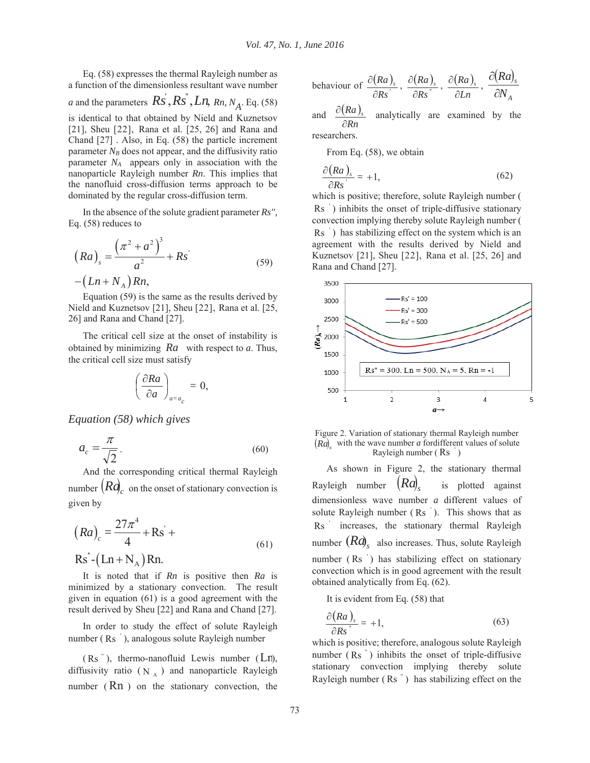Eq. (58) expresses the thermal Rayleigh number as a function of the dimensionless resultant wave number $a$ and the parameters $Rs', Rs'', Ln, Rn, N_A$. Eq. (58) is identical to that obtained by Nield and Kuznetsov [21], Sheu [22], Rana et al. [25, 26] and Rana and Chand [27] . Also, in Eq. (58) the particle increment parameter $N_B$ does not appear, and the diffusivity ratio parameter $N_A$ appears only in association with the nanoparticle Rayleigh number $Rn$. This implies that the nanofluid cross-diffusion terms approach to be dominated by the regular cross-diffusion term.

In the absence of the solute gradient parameter $Rs''$, Eq. (58) reduces to

$$(Ra)_s = \frac{\left(\pi^2 + a^2\right)^3}{a^2} + Rs' - \left(Ln + N_A\right)Rn, \tag{59}$$

Equation (59) is the same as the results derived by Nield and Kuznetsov [21], Sheu [22], Rana et al. [25, 26] and Rana and Chand [27].

The critical cell size at the onset of instability is obtained by minimizing $Ra$ with respect to $a$. Thus, the critical cell size must satisfy

$$\left(\frac{\partial Ra}{\partial a}\right)_{a=a_c} = 0,$$

*Equation (58) which gives*

$$a_c = \frac{\pi}{\sqrt{2}}. \tag{60}$$

And the corresponding critical thermal Rayleigh number $(Ra)_c$ on the onset of stationary convection is given by

$$(Ra)_c = \frac{27\pi^4}{4} + Rs' + Rs'' - \left(Ln + N_A\right)Rn. \tag{61}$$

It is noted that if $Rn$ is positive then $Ra$ is minimized by a stationary convection. The result given in equation (61) is a good agreement with the result derived by Sheu [22] and Rana and Chand [27].

In order to study the effect of solute Rayleigh number ( $Rs'$ ), analogous solute Rayleigh number ( $Rs''$ ), thermo-nanofluid Lewis number ( $Ln$ ), diffusivity ratio ( $N_A$ ) and nanoparticle Rayleigh number ( $Rn$ ) on the stationary convection, the behaviour of $\frac{\partial (Ra)_s}{\partial Rs'}$, $\frac{\partial (Ra)_s}{\partial Rs''}$, $\frac{\partial (Ra)_s}{\partial Ln}$, $\frac{\partial (Ra)_s}{\partial N_A}$ and $\frac{\partial (Ra)_s}{\partial Rn}$ analytically are examined by the researchers.

From Eq. (58), we obtain

$$\frac{\partial (Ra)_s}{\partial Rs'} = +1, \tag{62}$$

which is positive; therefore, solute Rayleigh number ( $Rs'$ ) inhibits the onset of triple-diffusive stationary convection implying thereby solute Rayleigh number ( $Rs'$ ) has stabilizing effect on the system which is an agreement with the results derived by Nield and Kuznetsov [21], Sheu [22], Rana et al. [25, 26] and Rana and Chand [27].

Figure 2. Variation of stationary thermal Rayleigh number $(Ra)_s$ with the wave number $a$ fordifferent values of solute Rayleigh number ( $Rs'$ )

As shown in Figure 2, the stationary thermal Rayleigh number $(Ra)_s$ is plotted against dimensionless wave number $a$ different values of solute Rayleigh number ( $Rs'$ ). This shows that as $Rs'$ increases, the stationary thermal Rayleigh number $(Ra)_s$ also increases. Thus, solute Rayleigh number ( $Rs'$ ) has stabilizing effect on stationary convection which is in good agreement with the result obtained analytically from Eq. (62).

It is evident from Eq. (58) that

$$\frac{\partial (Ra)_s}{\partial Rs''} = +1, \tag{63}$$

which is positive; therefore, analogous solute Rayleigh number ( $Rs''$ ) inhibits the onset of triple-diffusive stationary convection implying thereby solute Rayleigh number ( $Rs''$ ) has stabilizing effect on the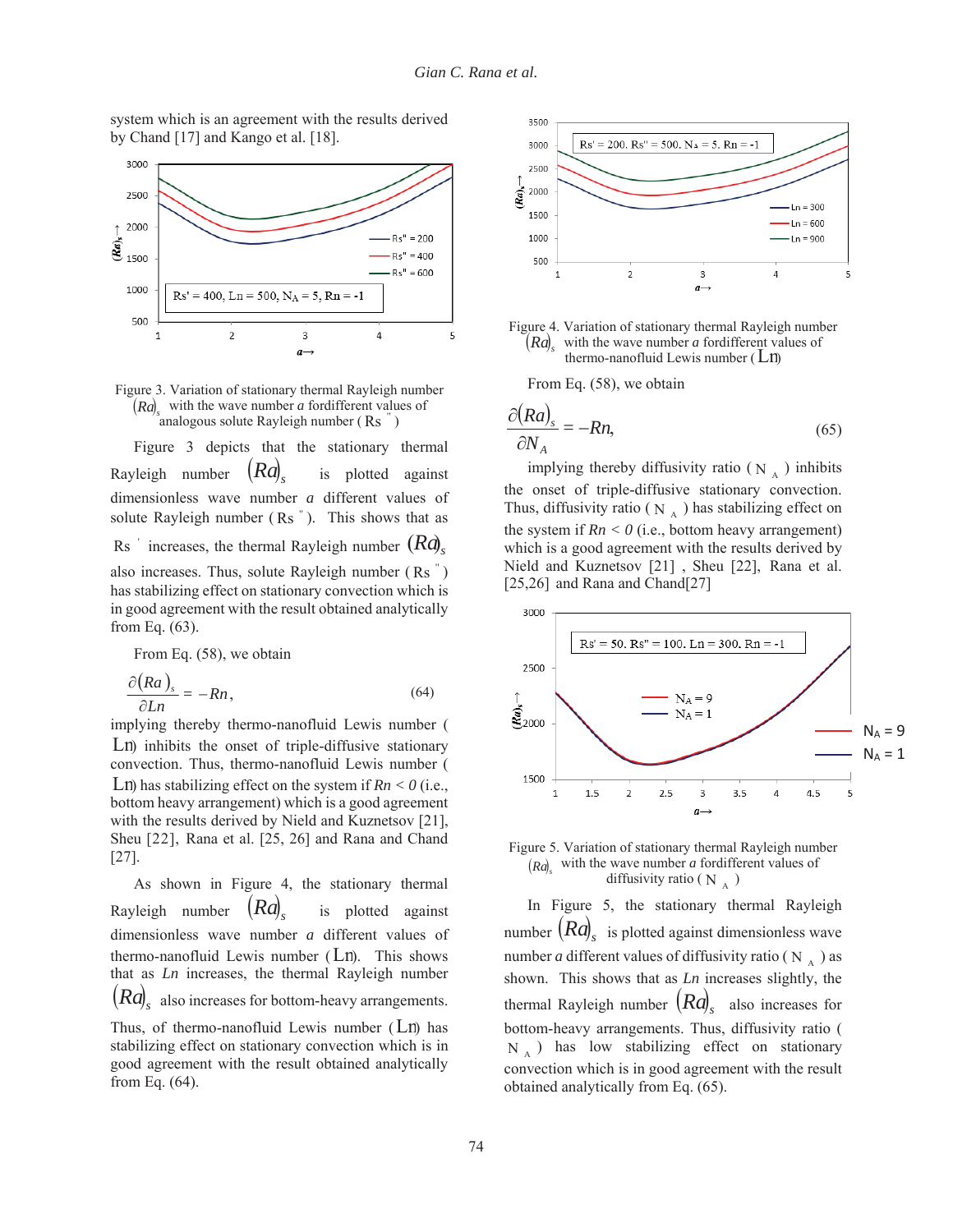system which is an agreement with the results derived by Chand [17] and Kango et al. [18].

Figure 3. Variation of stationary thermal Rayleigh number $(Ra)_s$ with the wave number $a$ fordifferent values of analogous solute Rayleigh number ( $Rs''$ )

Figure 3 depicts that the stationary thermal Rayleigh number $(Ra)_s$ is plotted against dimensionless wave number $a$ different values of solute Rayleigh number ( $Rs''$ ). This shows that as $Rs'$ increases, the thermal Rayleigh number $(Ra)_s$ also increases. Thus, solute Rayleigh number ( $Rs''$ ) has stabilizing effect on stationary convection which is in good agreement with the result obtained analytically from Eq. (63).

From Eq. (58), we obtain

$$\frac{\partial (Ra)_s}{\partial Ln} = -Rn, \tag{64}$$

implying thereby thermo-nanofluid Lewis number ( $Ln$) inhibits the onset of triple-diffusive stationary convection. Thus, thermo-nanofluid Lewis number ( $Ln$) has stabilizing effect on the system if $Rn < 0$ (i.e., bottom heavy arrangement) which is a good agreement with the results derived by Nield and Kuznetsov [21], Sheu [22], Rana et al. [25, 26] and Rana and Chand [27].

As shown in Figure 4, the stationary thermal Rayleigh number $(Ra)_s$ is plotted against dimensionless wave number $a$ different values of thermo-nanofluid Lewis number ( $Ln$). This shows that as $Ln$ increases, the thermal Rayleigh number $(Ra)_s$ also increases for bottom-heavy arrangements. Thus, of thermo-nanofluid Lewis number ( $Ln$) has stabilizing effect on stationary convection which is in good agreement with the result obtained analytically from Eq. (64).

Figure 4. Variation of stationary thermal Rayleigh number $(Ra)_s$ with the wave number $a$ fordifferent values of thermo-nanofluid Lewis number ( $Ln$)

From Eq. (58), we obtain

$$\frac{\partial (Ra)_s}{\partial N_A} = -Rn, \tag{65}$$

implying thereby diffusivity ratio ( $N_A$ ) inhibits the onset of triple-diffusive stationary convection. Thus, diffusivity ratio ( $N_A$ ) has stabilizing effect on the system if $Rn < 0$ (i.e., bottom heavy arrangement) which is a good agreement with the results derived by Nield and Kuznetsov [21] , Sheu [22], Rana et al. [25,26] and Rana and Chand[27]

Figure 5. Variation of stationary thermal Rayleigh number $(Ra)_s$ with the wave number $a$ fordifferent values of diffusivity ratio ( $N_A$ )

In Figure 5, the stationary thermal Rayleigh number $(Ra)_s$ is plotted against dimensionless wave number $a$ different values of diffusivity ratio ( $N_A$ ) as shown. This shows that as $Ln$ increases slightly, the thermal Rayleigh number $(Ra)_s$ also increases for bottom-heavy arrangements. Thus, diffusivity ratio ( $N_A$ ) has low stabilizing effect on stationary convection which is in good agreement with the result obtained analytically from Eq. (65).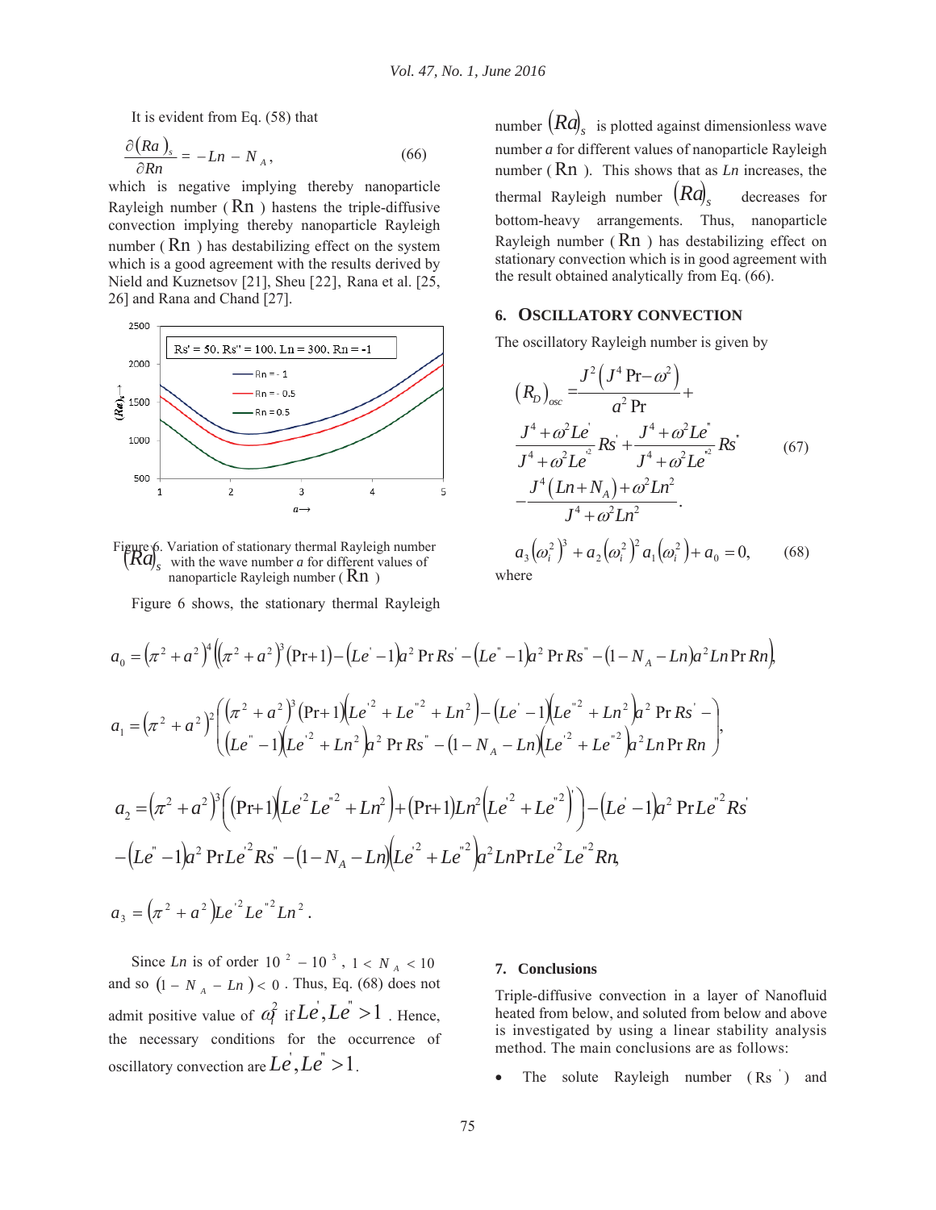It is evident from Eq. (58) that

$$\frac{\partial (Ra)_s}{\partial Rn} = -Ln - N_A, \tag{66}$$

which is negative implying thereby nanoparticle Rayleigh number ( $Rn$ ) hastens the triple-diffusive convection implying thereby nanoparticle Rayleigh number ( $Rn$ ) has destabilizing effect on the system which is a good agreement with the results derived by Nield and Kuznetsov [21], Sheu [22], Rana et al. [25, 26] and Rana and Chand [27].

Figure 6. Variation of stationary thermal Rayleigh number $(Ra)_s$ with the wave number *a* for different values of nanoparticle Rayleigh number ( $Rn$ )

Figure 6 shows, the stationary thermal Rayleigh number $(Ra)_s$ is plotted against dimensionless wave number *a* for different values of nanoparticle Rayleigh number ( $Rn$ ). This shows that as *Ln* increases, the thermal Rayleigh number $(Ra)_s$ decreases for bottom-heavy arrangements. Thus, nanoparticle Rayleigh number ( $Rn$ ) has destabilizing effect on stationary convection which is in good agreement with the result obtained analytically from Eq. (66).

## 6. Oscillatory Convection

The oscillatory Rayleigh number is given by

$$\left(R_D\right)_{osc} = \frac{J^2\left(J^4 \Pr - \omega^2\right)}{a^2 \Pr} + \frac{J^4 + \omega^2 Le'}{J^4 + \omega^2 Le'^2} Rs' + \frac{J^4 + \omega^2 Le''}{J^4 + \omega^2 Le''^2} Rs'' - \frac{J^4\left(Ln + N_A\right) + \omega^2 Ln^2}{J^4 + \omega^2 Ln^2}. \tag{67}$$

$$a_3\left(\omega_i^2\right)^3 + a_2\left(\omega_i^2\right)^2 a_1\left(\omega_i^2\right) + a_0 = 0, \tag{68}$$

where

$$a_0 = \left(\pi^2 + a^2\right)^4\left(\left(\pi^2 + a^2\right)^3(\Pr + 1) - \left(Le' - 1\right)a^2 \Pr Rs' - \left(Le'' - 1\right)a^2 \Pr Rs'' - \left(1 - N_A - Ln\right)a^2 Ln \Pr Rn\right),$$

$$a_1 = \left(\pi^2 + a^2\right)^2\left(\begin{array}{l}\left(\pi^2 + a^2\right)^3(\Pr + 1)\left(Le'^2 + Le''^2 + Ln^2\right) - \left(Le' - 1\right)\left(Le''^2 + Ln^2\right)a^2 \Pr Rs' - \\ \left(Le'' - 1\right)\left(Le'^2 + Ln^2\right)a^2 \Pr Rs'' - \left(1 - N_A - Ln\right)\left(Le'^2 + Le''^2\right)a^2 Ln \Pr Rn\end{array}\right),$$

$$a_2 = \left(\pi^2 + a^2\right)^3\left(\left(\Pr + 1\right)\left(Le'^2 Le''^2 + Ln^2\right) + \left(\Pr + 1\right)Ln^2\left(Le'^2 + Le''^2\right)'\right) - \left(Le' - 1\right)a^2 \Pr Le''^2 Rs'$$
$$- \left(Le'' - 1\right)a^2 \Pr Le'^2 Rs'' - \left(1 - N_A - Ln\right)\left(Le'^2 + Le''^2\right)a^2 Ln \Pr Le'^2 Le''^2 Rn,$$

$$a_3 = \left(\pi^2 + a^2\right)Le'^2 Le''^2 Ln^2.$$

Since $Ln$ is of order $10^2 - 10^3$, $1 < N_A < 10$ and so $\left(1 - N_A - Ln\right) < 0$. Thus, Eq. (68) does not admit positive value of $\omega_i^2$ if $Le', Le'' > 1$. Hence, the necessary conditions for the occurrence of oscillatory convection are $Le', Le'' > 1$.

## 7. Conclusions

Triple-diffusive convection in a layer of Nanofluid heated from below, and soluted from below and above is investigated by using a linear stability analysis method. The main conclusions are as follows:

- The solute Rayleigh number ( $Rs'$ ) and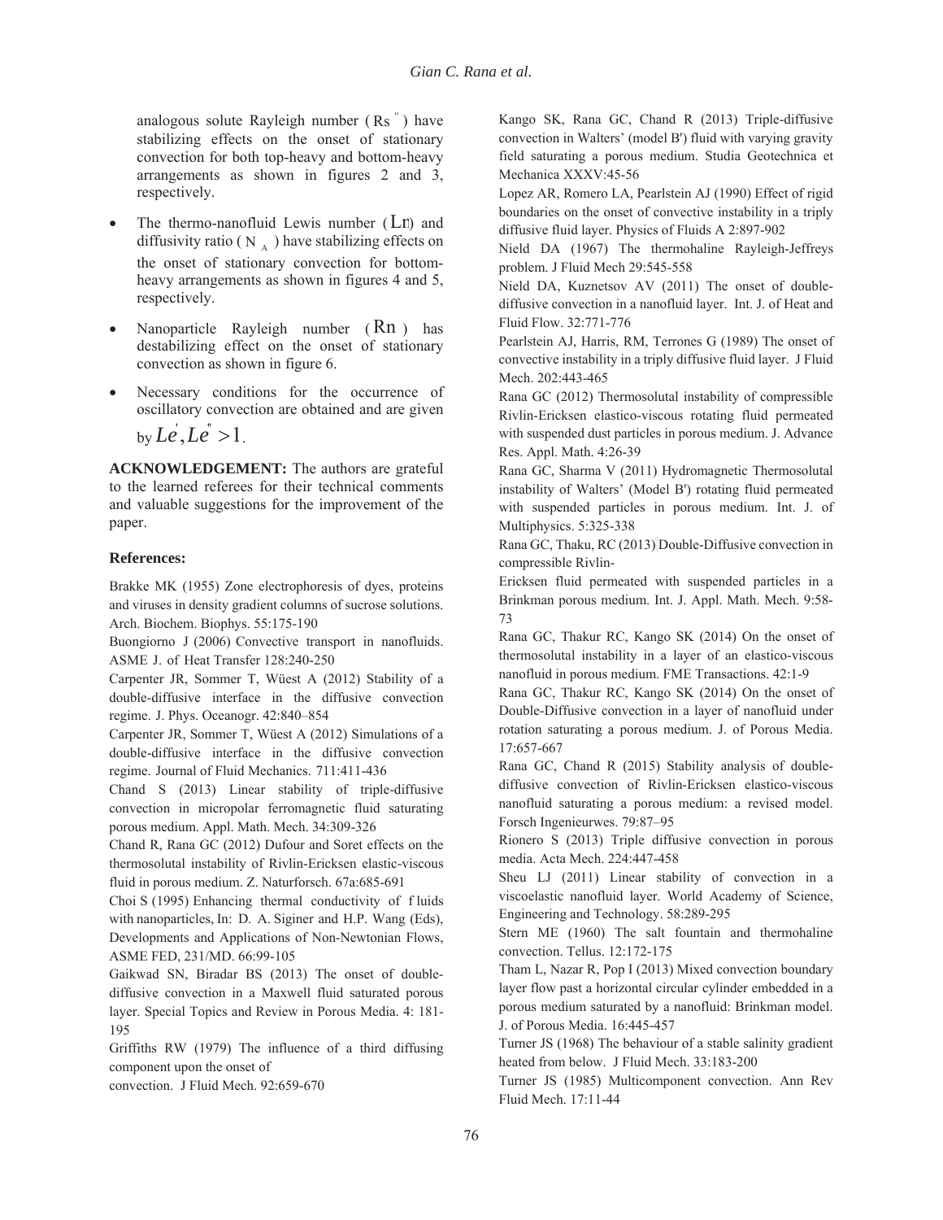analogous solute Rayleigh number ( $Rs''$ ) have stabilizing effects on the onset of stationary convection for both top-heavy and bottom-heavy arrangements as shown in figures 2 and 3, respectively.

- The thermo-nanofluid Lewis number ( $Ln$) and diffusivity ratio ( $N_A$ ) have stabilizing effects on the onset of stationary convection for bottom-heavy arrangements as shown in figures 4 and 5, respectively.
- Nanoparticle Rayleigh number ( $Rn$ ) has destabilizing effect on the onset of stationary convection as shown in figure 6.
- Necessary conditions for the occurrence of oscillatory convection are obtained and are given by $Le', Le'' > 1$.

**ACKNOWLEDGEMENT:** The authors are grateful to the learned referees for their technical comments and valuable suggestions for the improvement of the paper.

### References:

Brakke MK (1955) Zone electrophoresis of dyes, proteins and viruses in density gradient columns of sucrose solutions. Arch. Biochem. Biophys. 55:175-190

Buongiorno J (2006) Convective transport in nanofluids. ASME J. of Heat Transfer 128:240-250

Carpenter JR, Sommer T, Wüest A (2012) Stability of a double-diffusive interface in the diffusive convection regime. J. Phys. Oceanogr. 42:840–854

Carpenter JR, Sommer T, Wüest A (2012) Simulations of a double-diffusive interface in the diffusive convection regime. Journal of Fluid Mechanics. 711:411-436

Chand S (2013) Linear stability of triple-diffusive convection in micropolar ferromagnetic fluid saturating porous medium. Appl. Math. Mech. 34:309-326

Chand R, Rana GC (2012) Dufour and Soret effects on the thermosolutal instability of Rivlin-Ericksen elastic-viscous fluid in porous medium. Z. Naturforsch. 67a:685-691

Choi S (1995) Enhancing thermal conductivity of f luids with nanoparticles, In: D. A. Siginer and H.P. Wang (Eds), Developments and Applications of Non-Newtonian Flows, ASME FED, 231/MD. 66:99-105

Gaikwad SN, Biradar BS (2013) The onset of double-diffusive convection in a Maxwell fluid saturated porous layer. Special Topics and Review in Porous Media. 4: 181-195

Griffiths RW (1979) The influence of a third diffusing component upon the onset of convection. J Fluid Mech. 92:659-670

Kango SK, Rana GC, Chand R (2013) Triple-diffusive convection in Walters' (model B') fluid with varying gravity field saturating a porous medium. Studia Geotechnica et Mechanica XXXV:45-56

Lopez AR, Romero LA, Pearlstein AJ (1990) Effect of rigid boundaries on the onset of convective instability in a triply diffusive fluid layer. Physics of Fluids A 2:897-902

Nield DA (1967) The thermohaline Rayleigh-Jeffreys problem. J Fluid Mech 29:545-558

Nield DA, Kuznetsov AV (2011) The onset of double-diffusive convection in a nanofluid layer. Int. J. of Heat and Fluid Flow. 32:771-776

Pearlstein AJ, Harris, RM, Terrones G (1989) The onset of convective instability in a triply diffusive fluid layer. J Fluid Mech. 202:443-465

Rana GC (2012) Thermosolutal instability of compressible Rivlin-Ericksen elastico-viscous rotating fluid permeated with suspended dust particles in porous medium. J. Advance Res. Appl. Math. 4:26-39

Rana GC, Sharma V (2011) Hydromagnetic Thermosolutal instability of Walters' (Model B') rotating fluid permeated with suspended particles in porous medium. Int. J. of Multiphysics. 5:325-338

Rana GC, Thaku, RC (2013) Double-Diffusive convection in compressible Rivlin-Ericksen fluid permeated with suspended particles in a Brinkman porous medium. Int. J. Appl. Math. Mech. 9:58-73

Rana GC, Thakur RC, Kango SK (2014) On the onset of thermosolutal instability in a layer of an elastico-viscous nanofluid in porous medium. FME Transactions. 42:1-9

Rana GC, Thakur RC, Kango SK (2014) On the onset of Double-Diffusive convection in a layer of nanofluid under rotation saturating a porous medium. J. of Porous Media. 17:657-667

Rana GC, Chand R (2015) Stability analysis of double-diffusive convection of Rivlin-Ericksen elastico-viscous nanofluid saturating a porous medium: a revised model. Forsch Ingenieurwes. 79:87–95

Rionero S (2013) Triple diffusive convection in porous media. Acta Mech. 224:447-458

Sheu LJ (2011) Linear stability of convection in a viscoelastic nanofluid layer. World Academy of Science, Engineering and Technology. 58:289-295

Stern ME (1960) The salt fountain and thermohaline convection. Tellus. 12:172-175

Tham L, Nazar R, Pop I (2013) Mixed convection boundary layer flow past a horizontal circular cylinder embedded in a porous medium saturated by a nanofluid: Brinkman model. J. of Porous Media. 16:445-457

Turner JS (1968) The behaviour of a stable salinity gradient heated from below. J Fluid Mech. 33:183-200

Turner JS (1985) Multicomponent convection. Ann Rev Fluid Mech. 17:11-44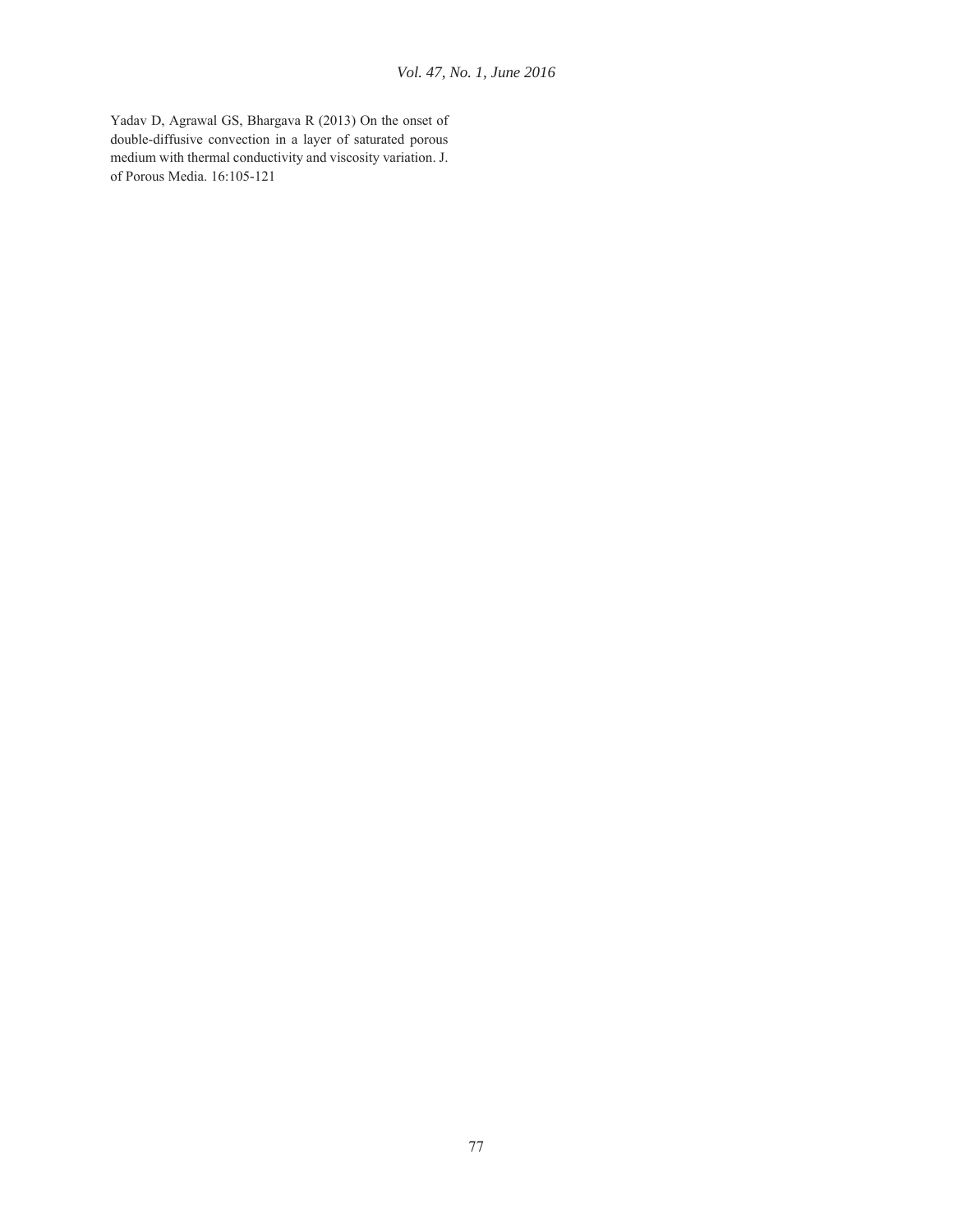Yadav D, Agrawal GS, Bhargava R (2013) On the onset of double-diffusive convection in a layer of saturated porous medium with thermal conductivity and viscosity variation. J. of Porous Media. 16:105-121